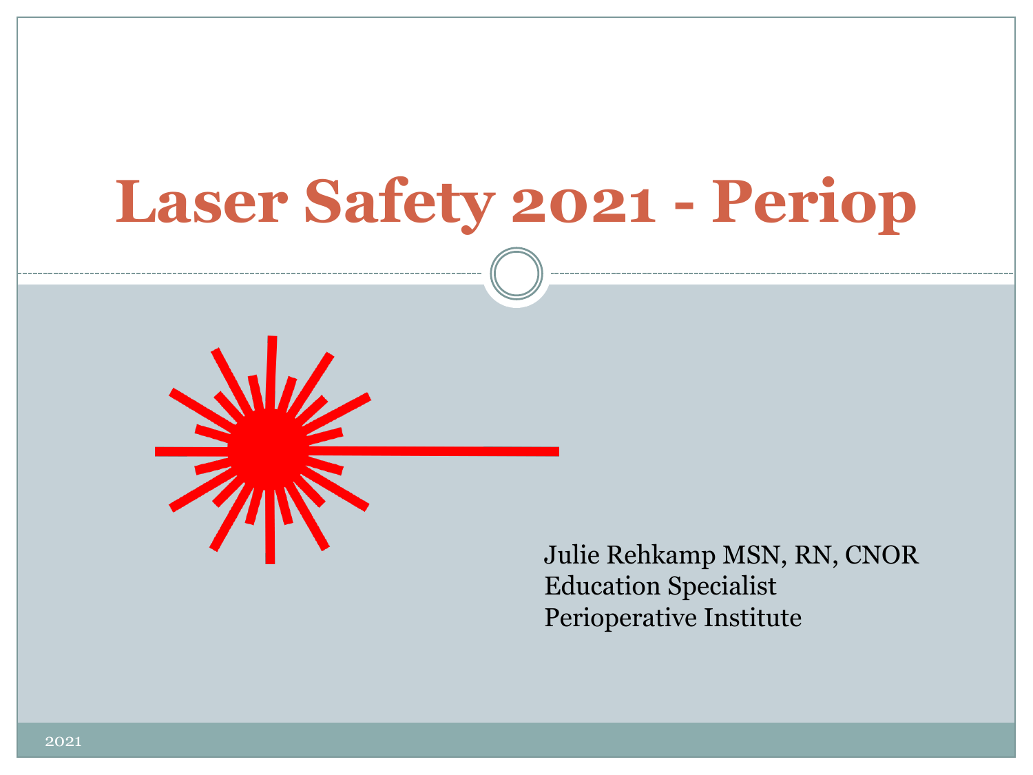# Laser Safety 2021 - Periop

Julie Rehkamp MSN, RN, CNOR
Education Specialist
Perioperative Institute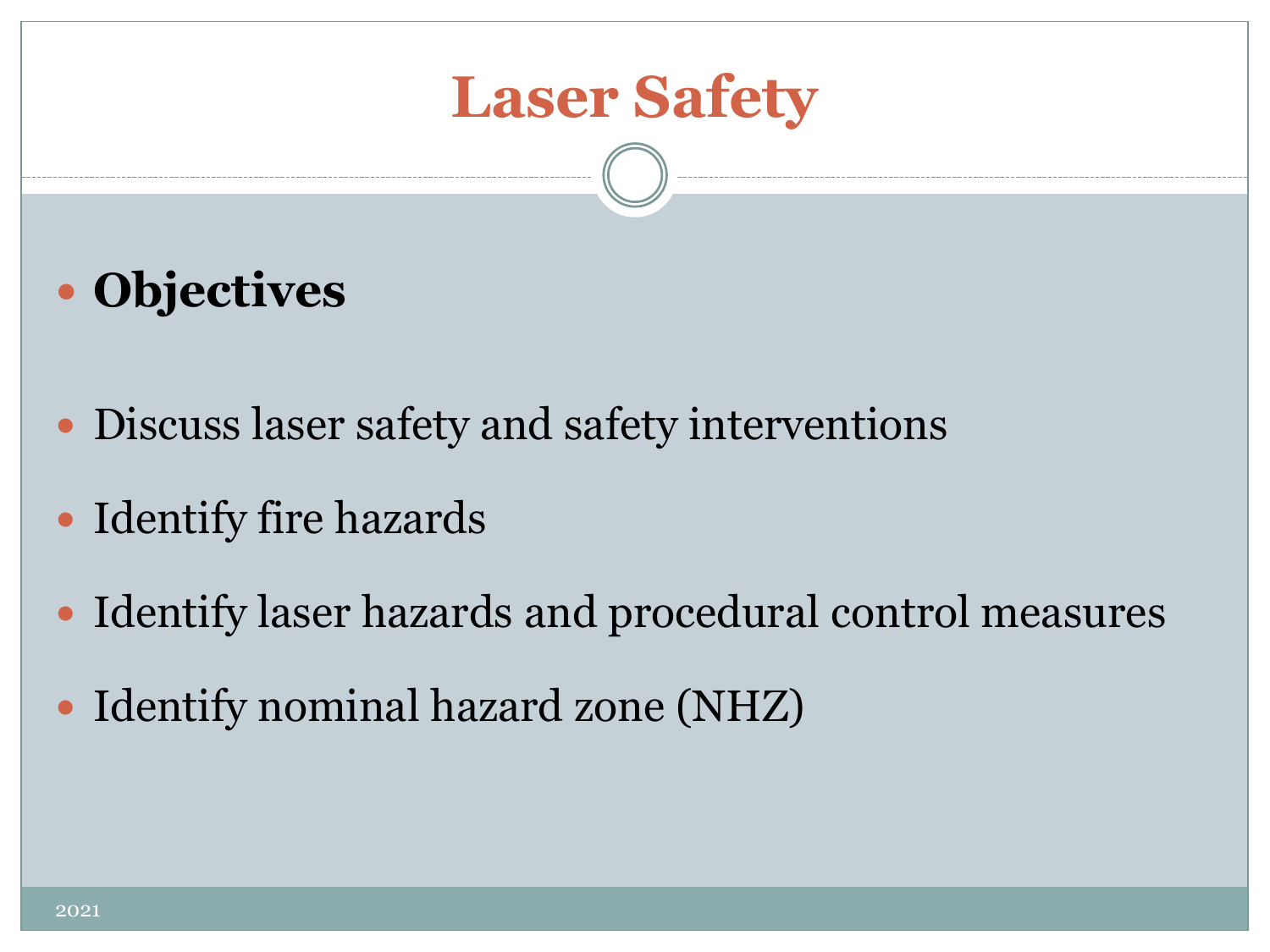# Laser Safety

- **Objectives**
- Discuss laser safety and safety interventions
- Identify fire hazards
- Identify laser hazards and procedural control measures
- Identify nominal hazard zone (NHZ)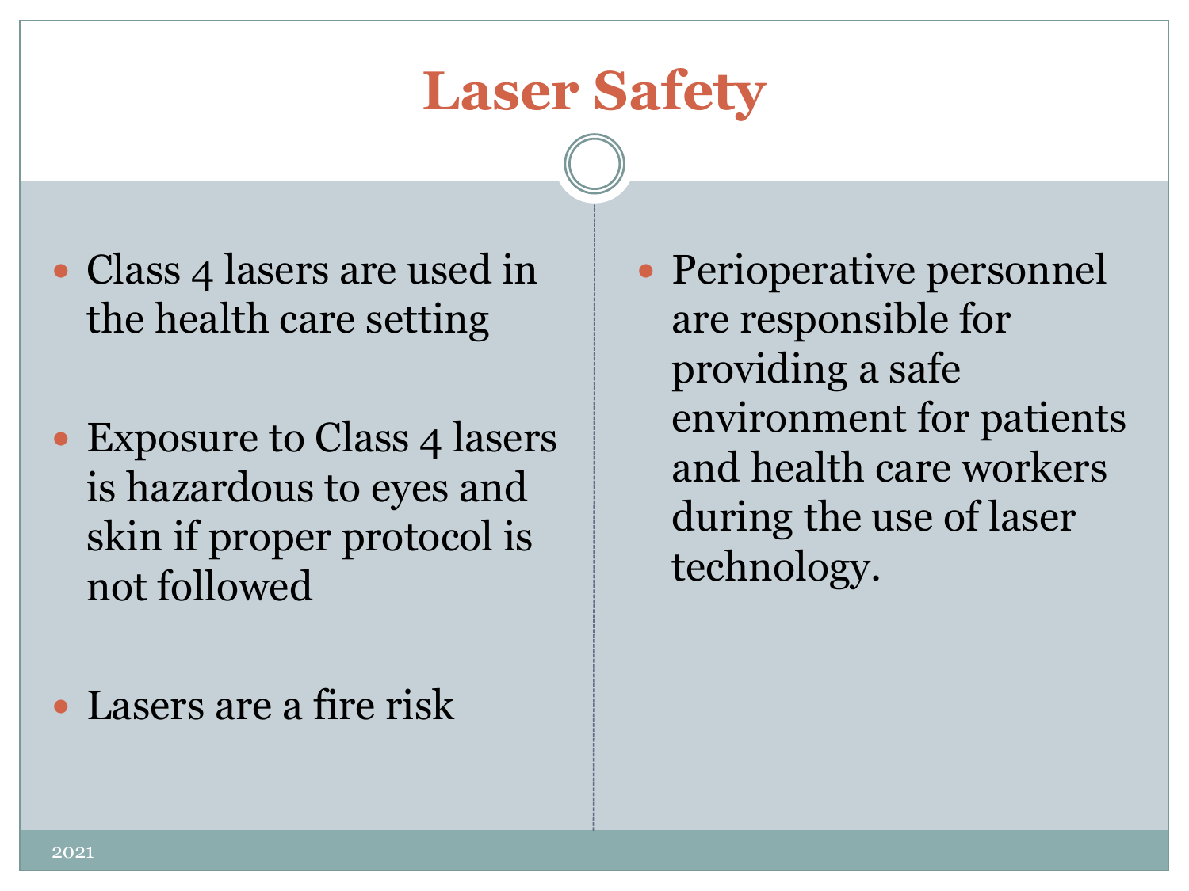# Laser Safety

- Class 4 lasers are used in the health care setting
- Exposure to Class 4 lasers is hazardous to eyes and skin if proper protocol is not followed
- Lasers are a fire risk
- Perioperative personnel are responsible for providing a safe environment for patients and health care workers during the use of laser technology.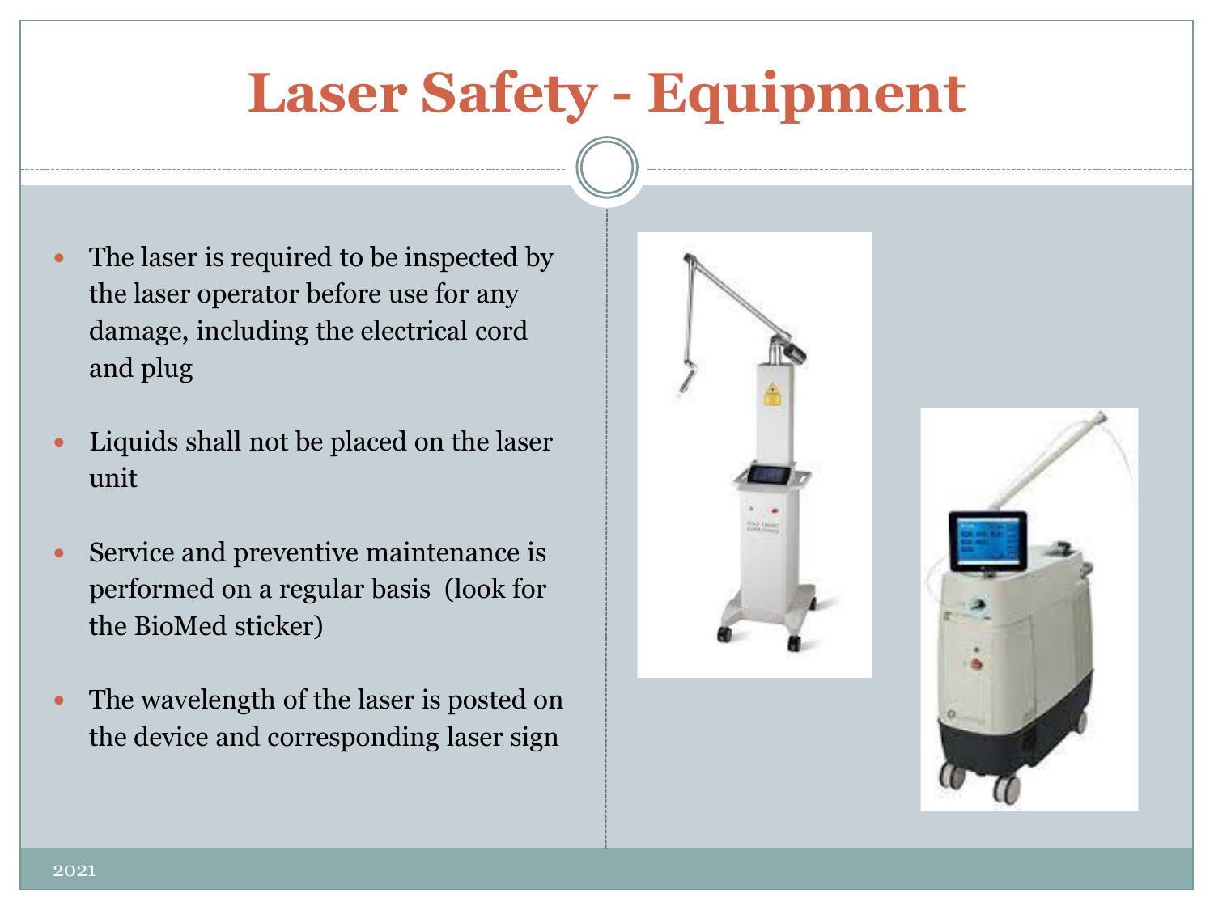# Laser Safety - Equipment

- The laser is required to be inspected by the laser operator before use for any damage, including the electrical cord and plug
- Liquids shall not be placed on the laser unit
- Service and preventive maintenance is performed on a regular basis (look for the BioMed sticker)
- The wavelength of the laser is posted on the device and corresponding laser sign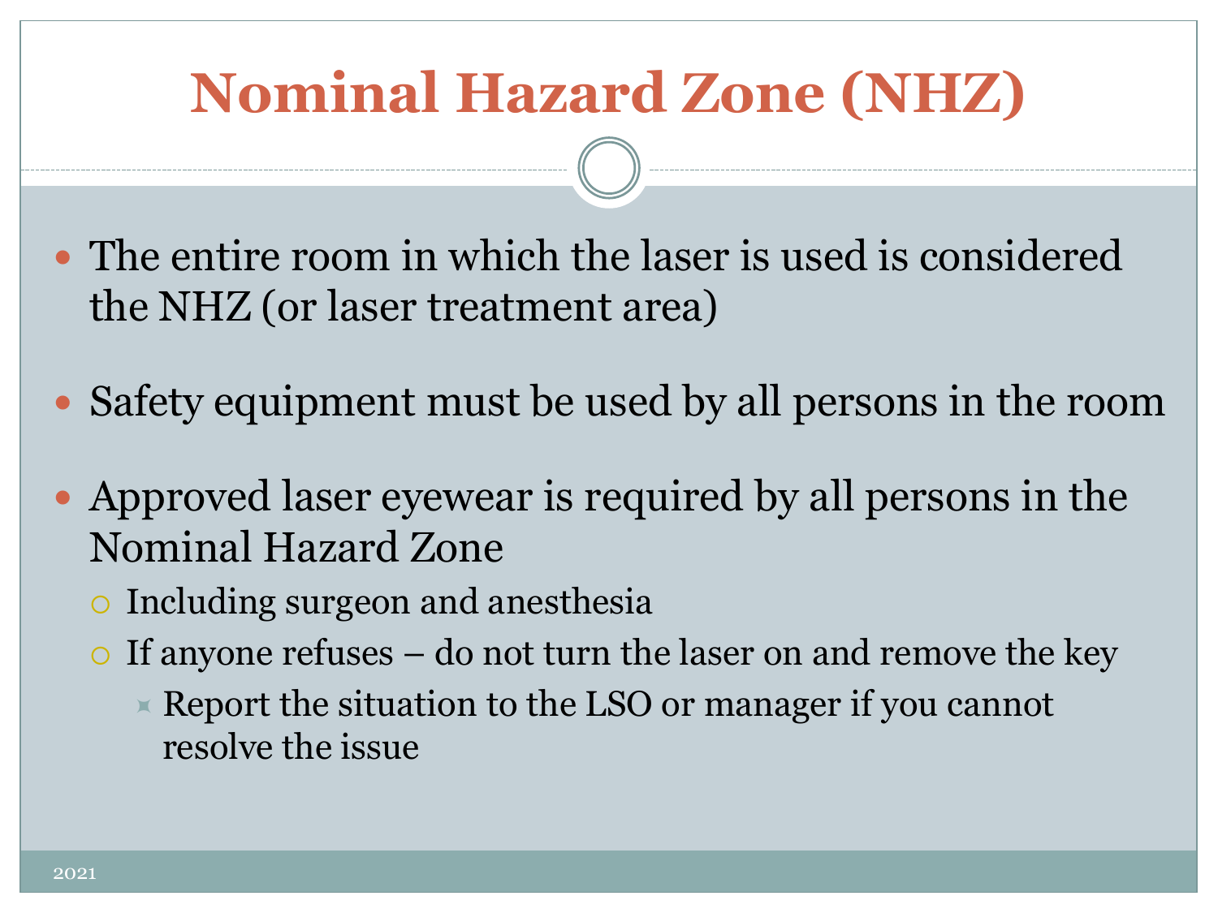# Nominal Hazard Zone (NHZ)

- The entire room in which the laser is used is considered the NHZ (or laser treatment area)
- Safety equipment must be used by all persons in the room
- Approved laser eyewear is required by all persons in the Nominal Hazard Zone
  - Including surgeon and anesthesia
  - If anyone refuses – do not turn the laser on and remove the key
    - Report the situation to the LSO or manager if you cannot resolve the issue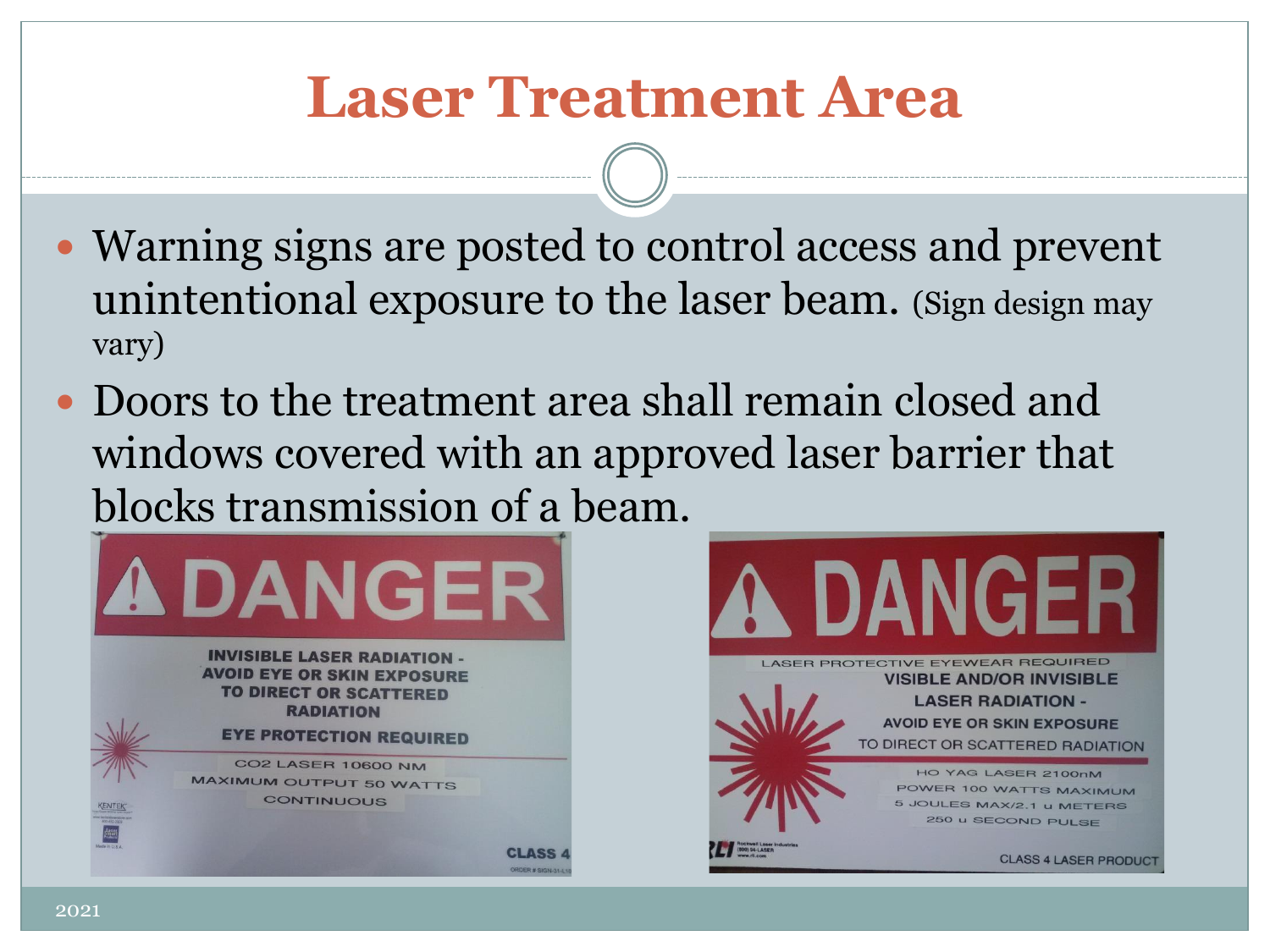# Laser Treatment Area

- Warning signs are posted to control access and prevent unintentional exposure to the laser beam. (Sign design may vary)
- Doors to the treatment area shall remain closed and windows covered with an approved laser barrier that blocks transmission of a beam.

**DANGER**

INVISIBLE LASER RADIATION - AVOID EYE OR SKIN EXPOSURE TO DIRECT OR SCATTERED RADIATION

EYE PROTECTION REQUIRED

CO2 LASER 10600 NM
MAXIMUM OUTPUT 50 WATTS
CONTINUOUS

CLASS 4

**DANGER**

LASER PROTECTIVE EYEWEAR REQUIRED
VISIBLE AND/OR INVISIBLE LASER RADIATION - AVOID EYE OR SKIN EXPOSURE TO DIRECT OR SCATTERED RADIATION

HO YAG LASER 2100nM
POWER 100 WATTS MAXIMUM
5 JOULES MAX/2.1 u METERS
250 u SECOND PULSE

CLASS 4 LASER PRODUCT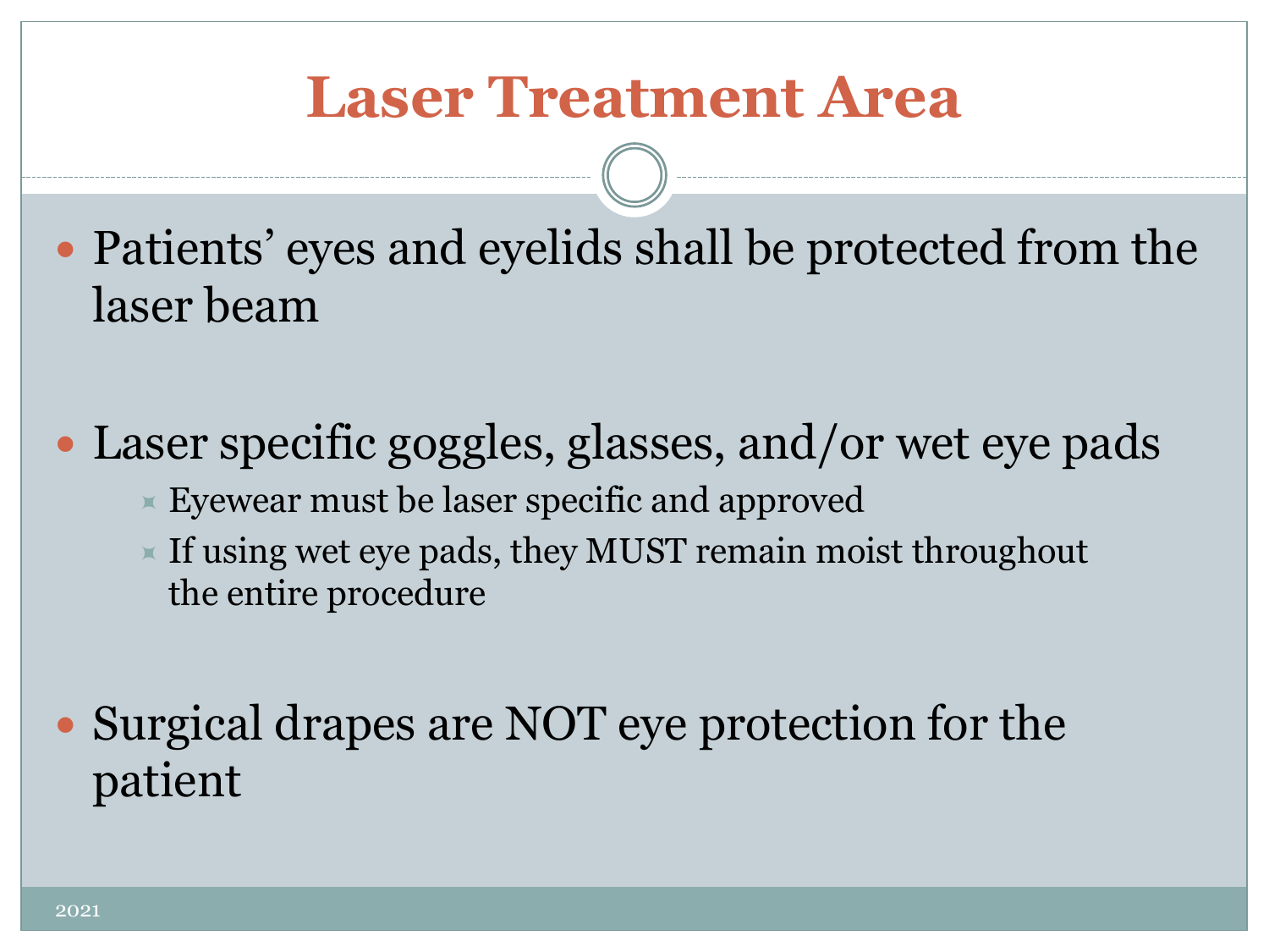# Laser Treatment Area

- Patients' eyes and eyelids shall be protected from the laser beam

- Laser specific goggles, glasses, and/or wet eye pads
  - Eyewear must be laser specific and approved
  - If using wet eye pads, they MUST remain moist throughout the entire procedure

- Surgical drapes are NOT eye protection for the patient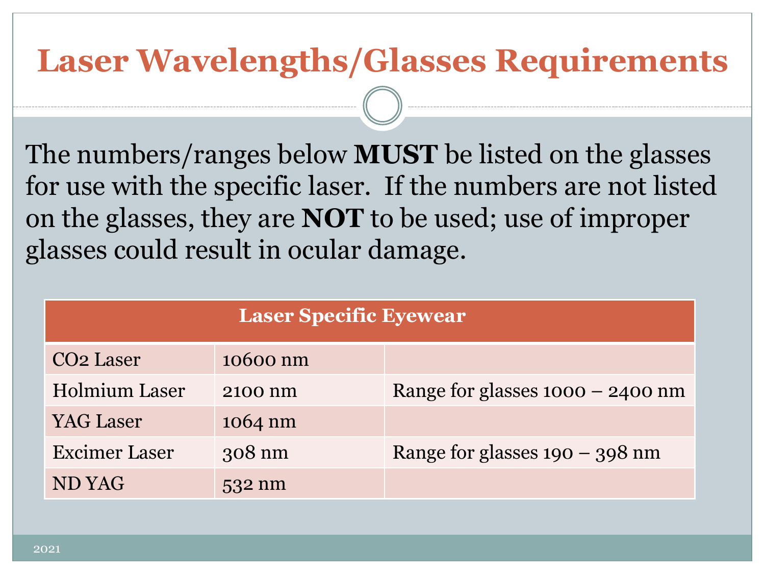# Laser Wavelengths/Glasses Requirements

The numbers/ranges below **MUST** be listed on the glasses for use with the specific laser. If the numbers are not listed on the glasses, they are **NOT** to be used; use of improper glasses could result in ocular damage.

| Laser Specific Eyewear | | |
|---|---|---|
| $CO_2$ Laser | 10600 nm | |
| Holmium Laser | 2100 nm | Range for glasses 1000 – 2400 nm |
| YAG Laser | 1064 nm | |
| Excimer Laser | 308 nm | Range for glasses 190 – 398 nm |
| ND YAG | 532 nm | |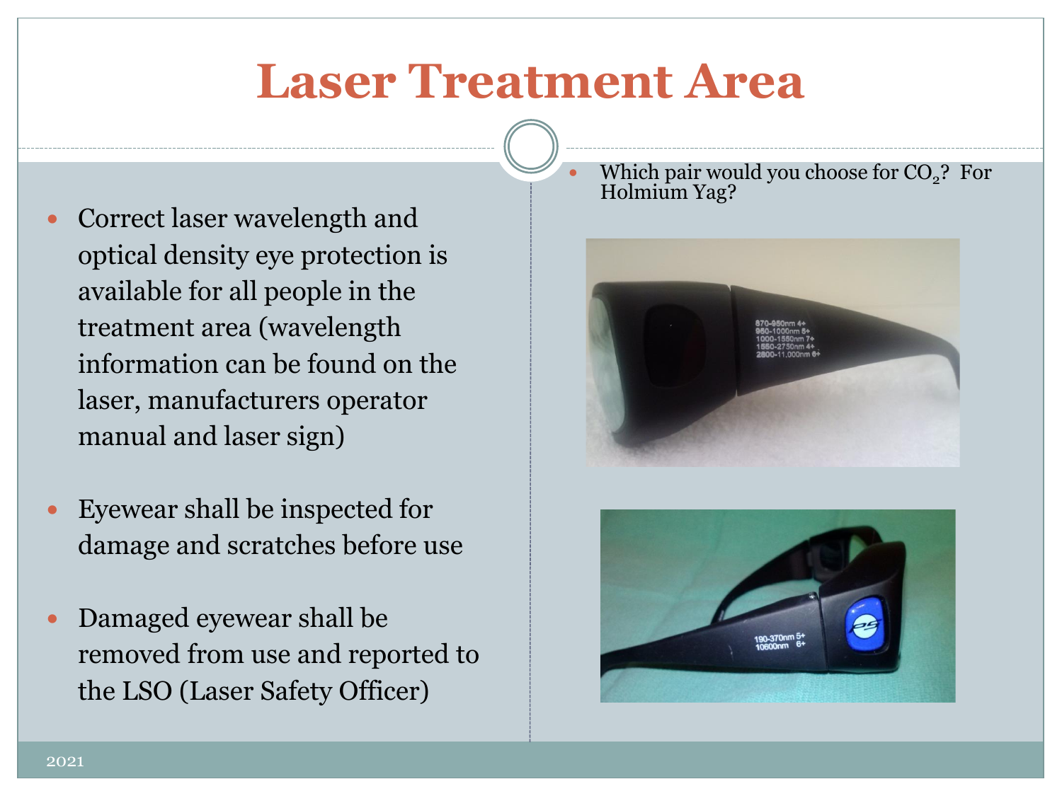# Laser Treatment Area

- Correct laser wavelength and optical density eye protection is available for all people in the treatment area (wavelength information can be found on the laser, manufacturers operator manual and laser sign)
- Eyewear shall be inspected for damage and scratches before use
- Damaged eyewear shall be removed from use and reported to the LSO (Laser Safety Officer)

- Which pair would you choose for $CO_2$? For Holmium Yag?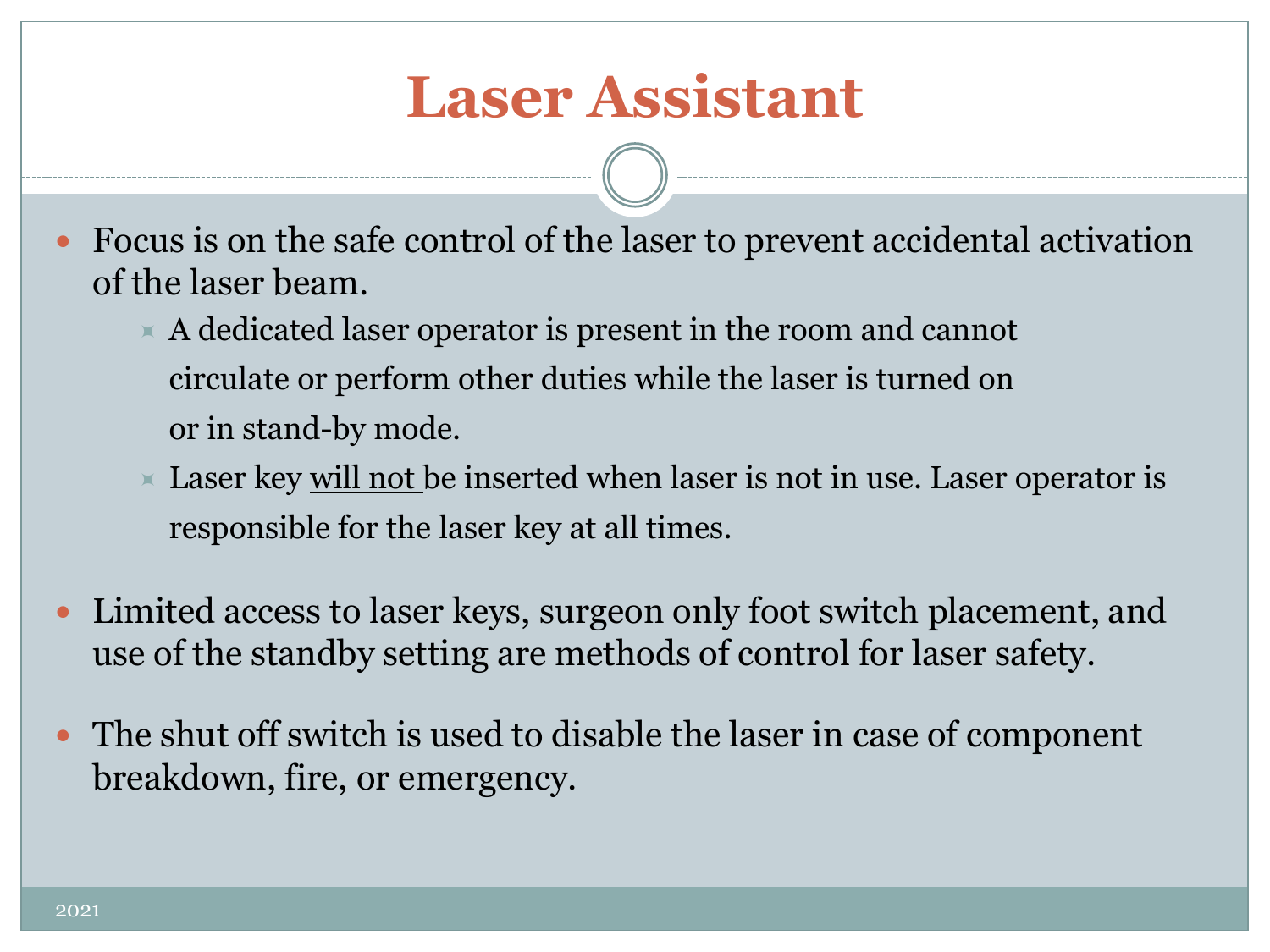# Laser Assistant

- Focus is on the safe control of the laser to prevent accidental activation of the laser beam.
  - A dedicated laser operator is present in the room and cannot circulate or perform other duties while the laser is turned on or in stand-by mode.
  - Laser key <u>will not</u> be inserted when laser is not in use. Laser operator is responsible for the laser key at all times.
- Limited access to laser keys, surgeon only foot switch placement, and use of the standby setting are methods of control for laser safety.
- The shut off switch is used to disable the laser in case of component breakdown, fire, or emergency.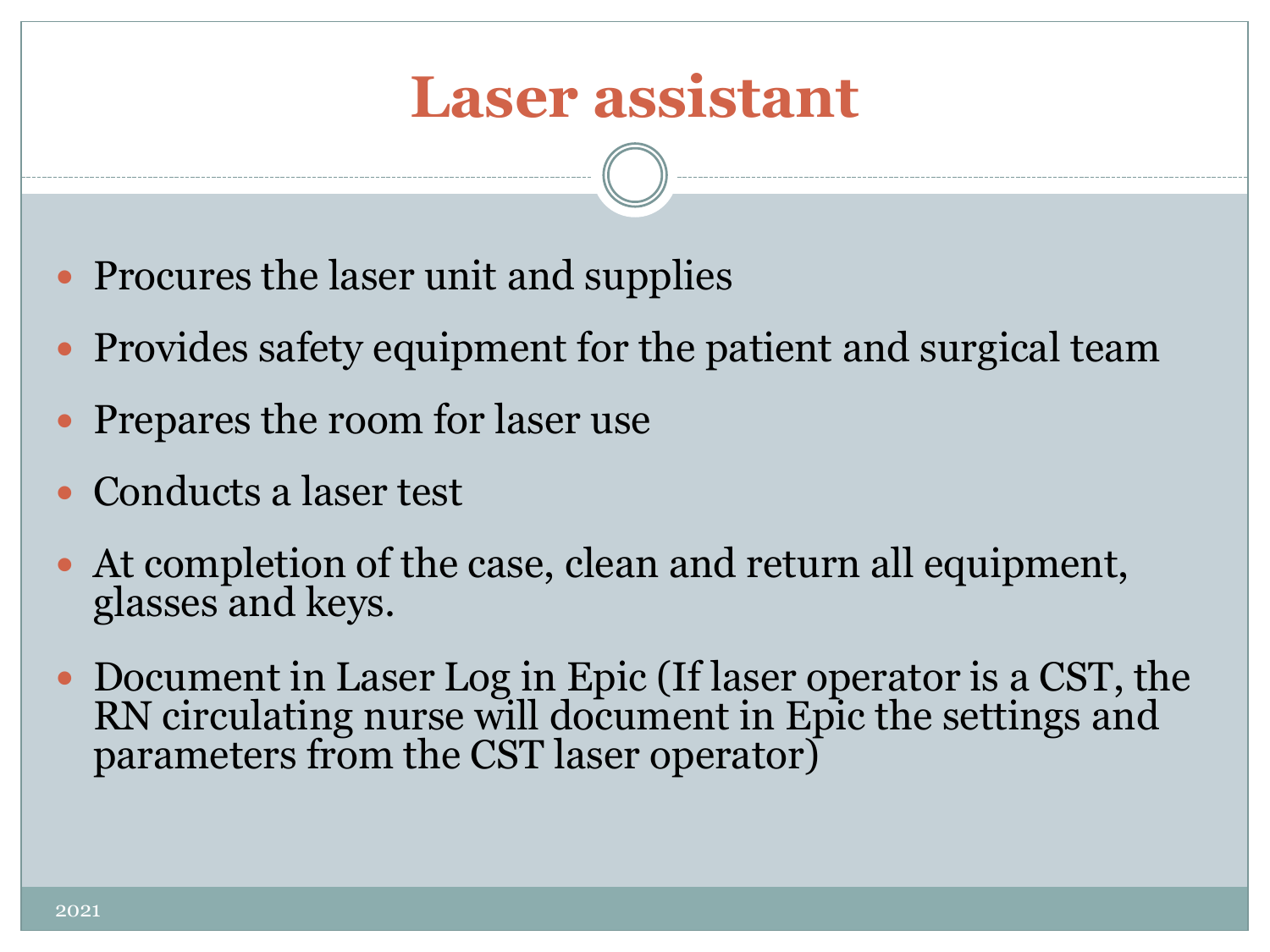# Laser assistant

- Procures the laser unit and supplies
- Provides safety equipment for the patient and surgical team
- Prepares the room for laser use
- Conducts a laser test
- At completion of the case, clean and return all equipment, glasses and keys.
- Document in Laser Log in Epic (If laser operator is a CST, the RN circulating nurse will document in Epic the settings and parameters from the CST laser operator)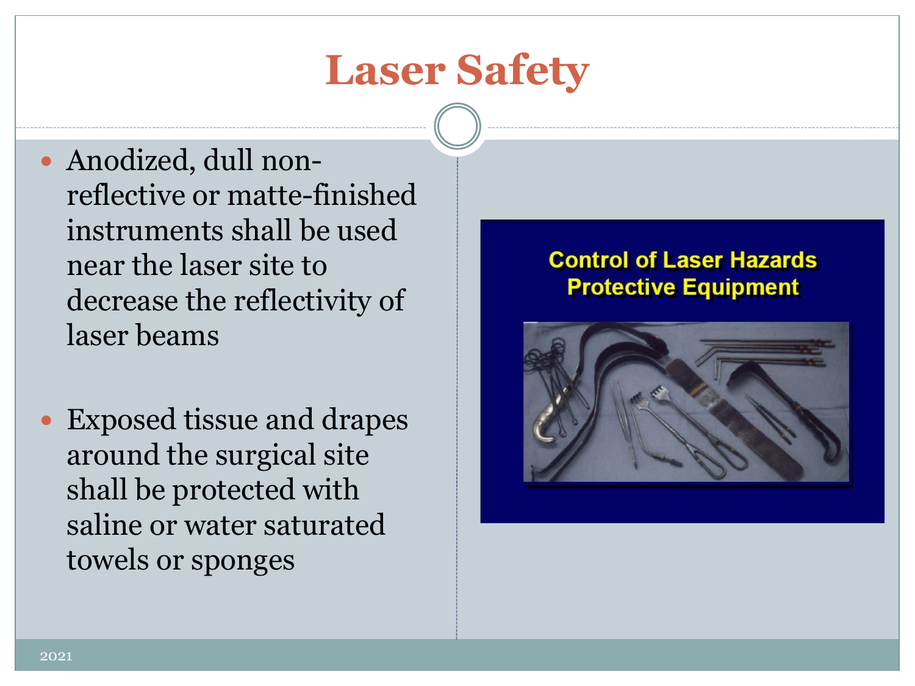# Laser Safety

- Anodized, dull non-reflective or matte-finished instruments shall be used near the laser site to decrease the reflectivity of laser beams

- Exposed tissue and drapes around the surgical site shall be protected with saline or water saturated towels or sponges

**Control of Laser Hazards**
**Protective Equipment**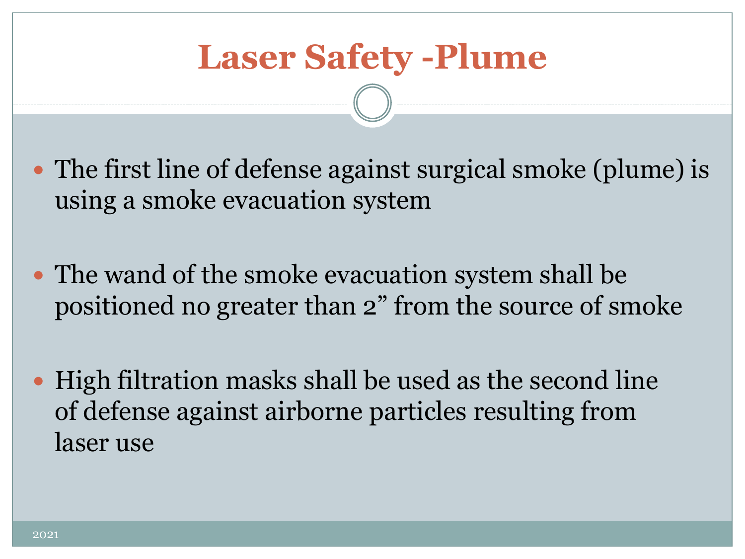# Laser Safety -Plume

- The first line of defense against surgical smoke (plume) is using a smoke evacuation system

- The wand of the smoke evacuation system shall be positioned no greater than 2” from the source of smoke

- High filtration masks shall be used as the second line of defense against airborne particles resulting from laser use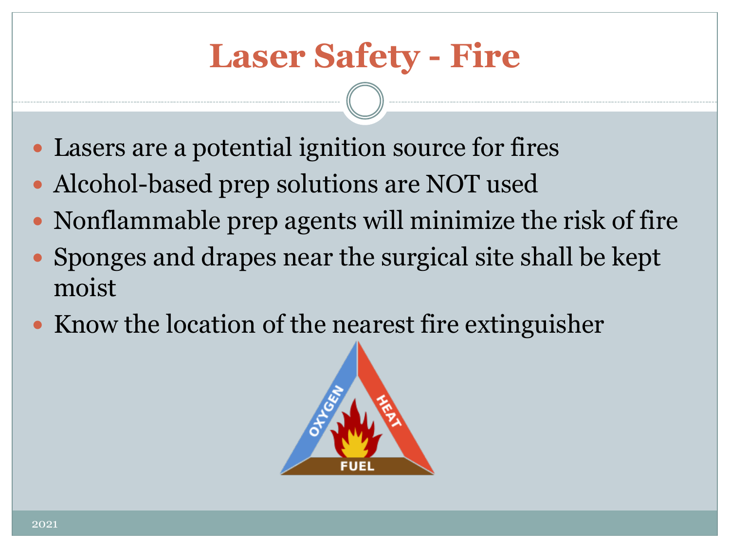# Laser Safety - Fire

- Lasers are a potential ignition source for fires
- Alcohol-based prep solutions are NOT used
- Nonflammable prep agents will minimize the risk of fire
- Sponges and drapes near the surgical site shall be kept moist
- Know the location of the nearest fire extinguisher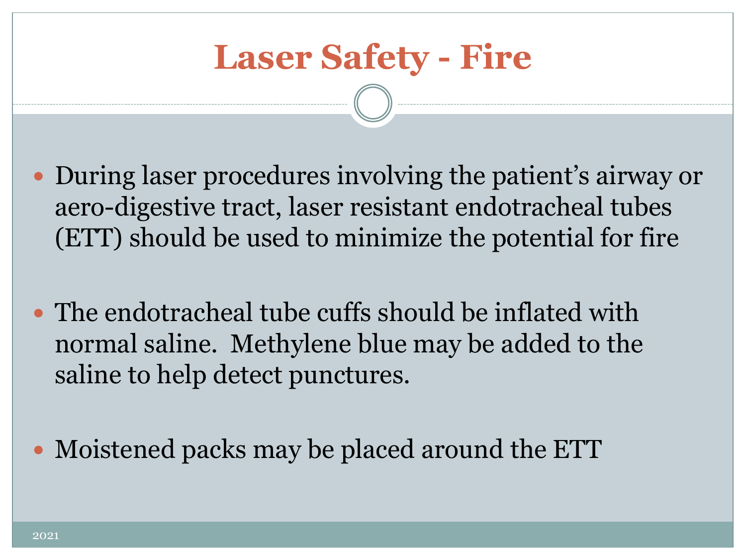# Laser Safety - Fire

- During laser procedures involving the patient's airway or aero-digestive tract, laser resistant endotracheal tubes (ETT) should be used to minimize the potential for fire
- The endotracheal tube cuffs should be inflated with normal saline. Methylene blue may be added to the saline to help detect punctures.
- Moistened packs may be placed around the ETT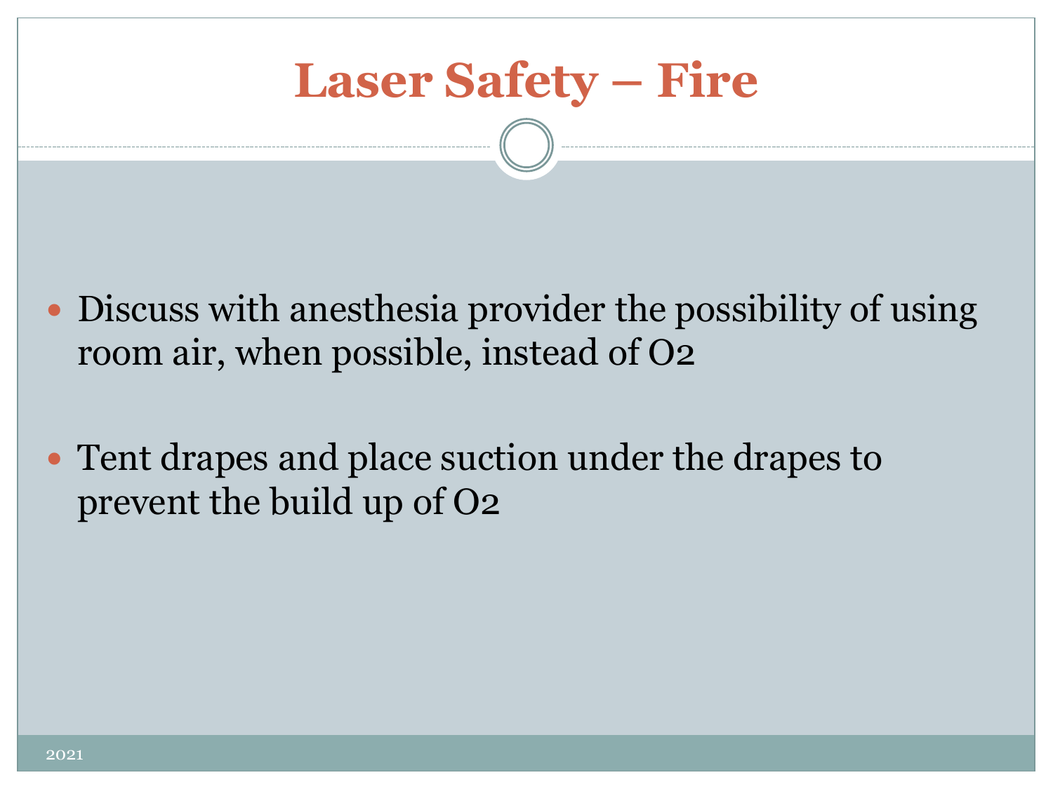# Laser Safety – Fire

- Discuss with anesthesia provider the possibility of using room air, when possible, instead of $O_2$
- Tent drapes and place suction under the drapes to prevent the build up of $O_2$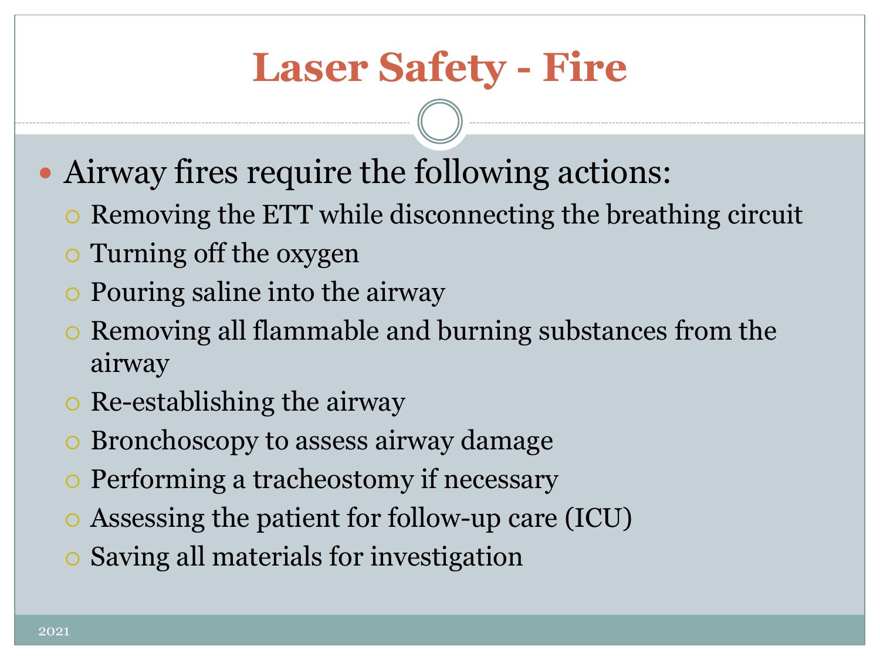# Laser Safety - Fire

- Airway fires require the following actions:
  - Removing the ETT while disconnecting the breathing circuit
  - Turning off the oxygen
  - Pouring saline into the airway
  - Removing all flammable and burning substances from the airway
  - Re-establishing the airway
  - Bronchoscopy to assess airway damage
  - Performing a tracheostomy if necessary
  - Assessing the patient for follow-up care (ICU)
  - Saving all materials for investigation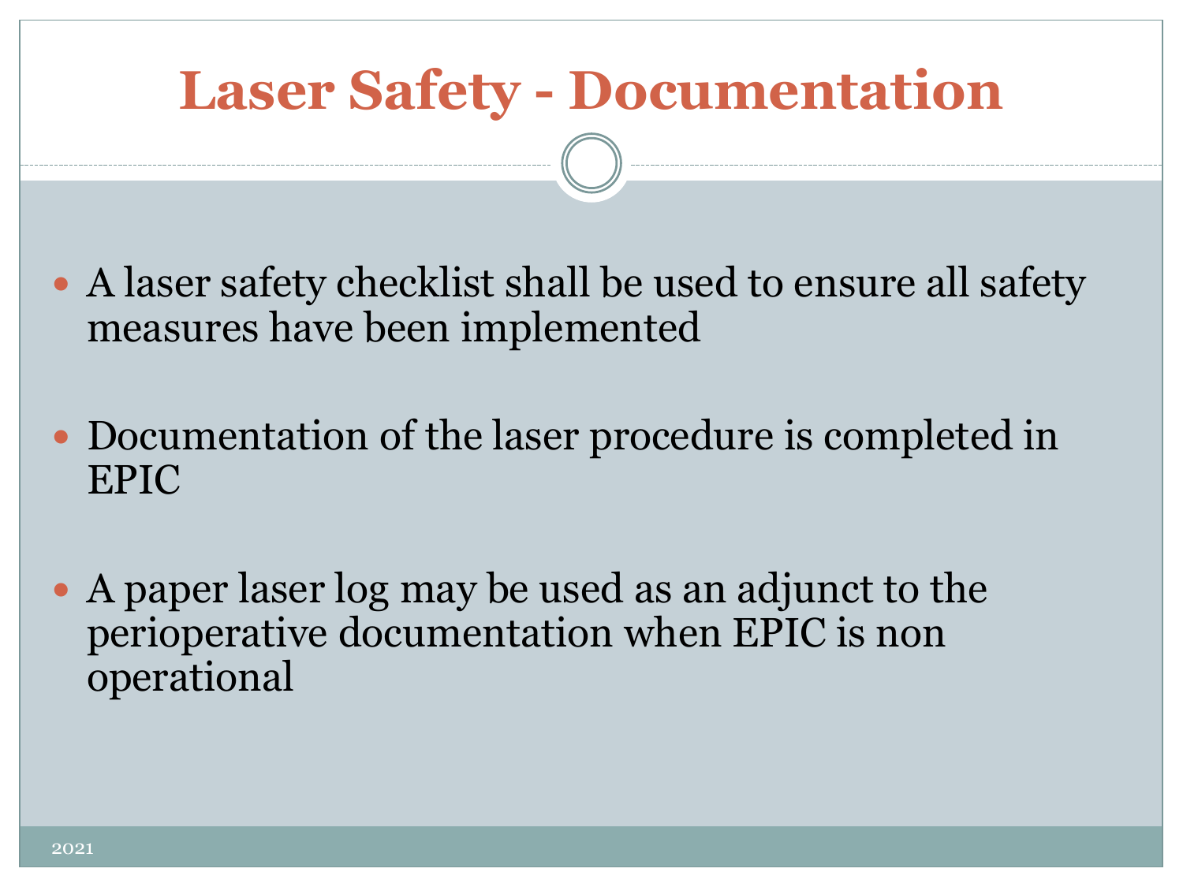# Laser Safety - Documentation

- A laser safety checklist shall be used to ensure all safety measures have been implemented
- Documentation of the laser procedure is completed in EPIC
- A paper laser log may be used as an adjunct to the perioperative documentation when EPIC is non operational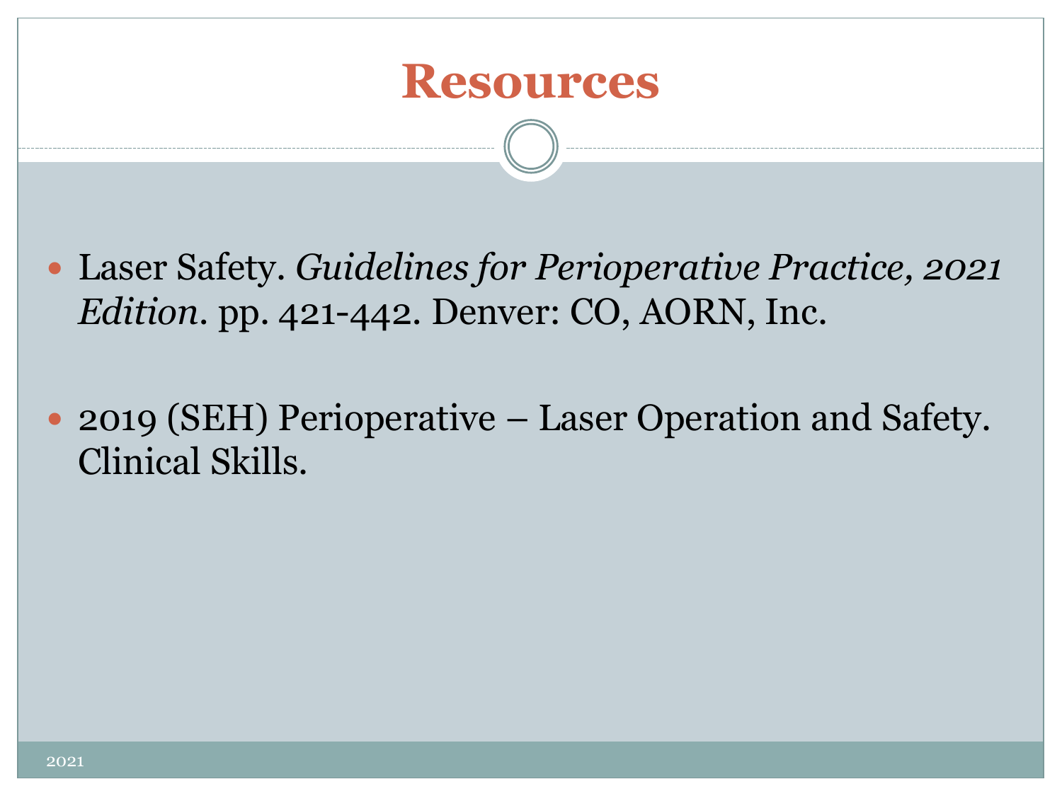# Resources

- Laser Safety. *Guidelines for Perioperative Practice, 2021 Edition*. pp. 421-442. Denver: CO, AORN, Inc.

- 2019 (SEH) Perioperative – Laser Operation and Safety. Clinical Skills.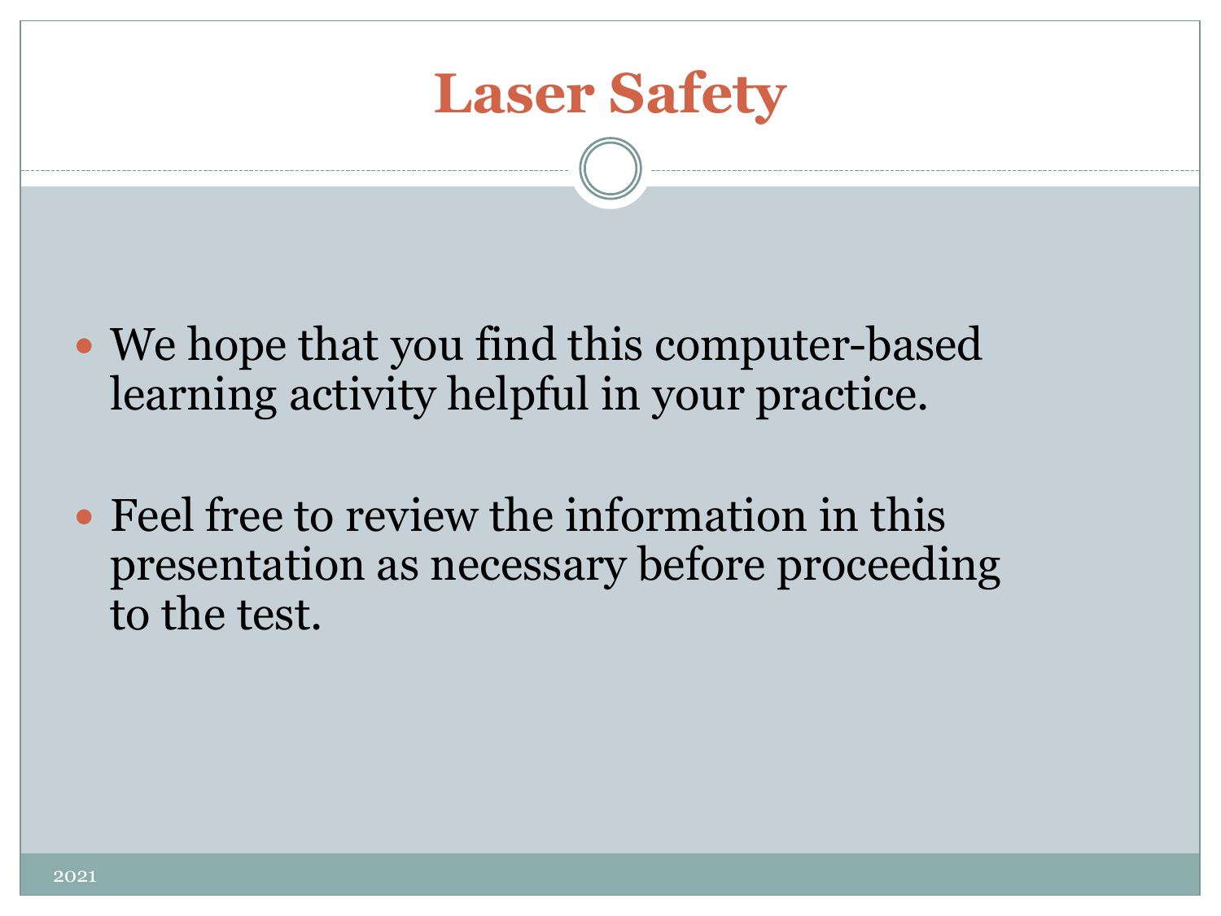# Laser Safety

- We hope that you find this computer-based learning activity helpful in your practice.
- Feel free to review the information in this presentation as necessary before proceeding to the test.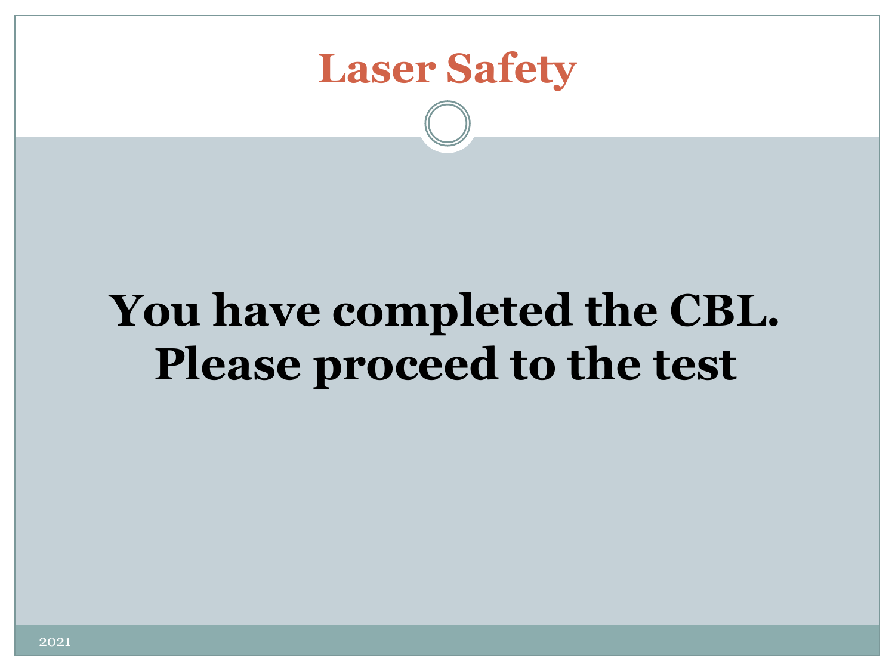# Laser Safety

**You have completed the CBL.
Please proceed to the test**